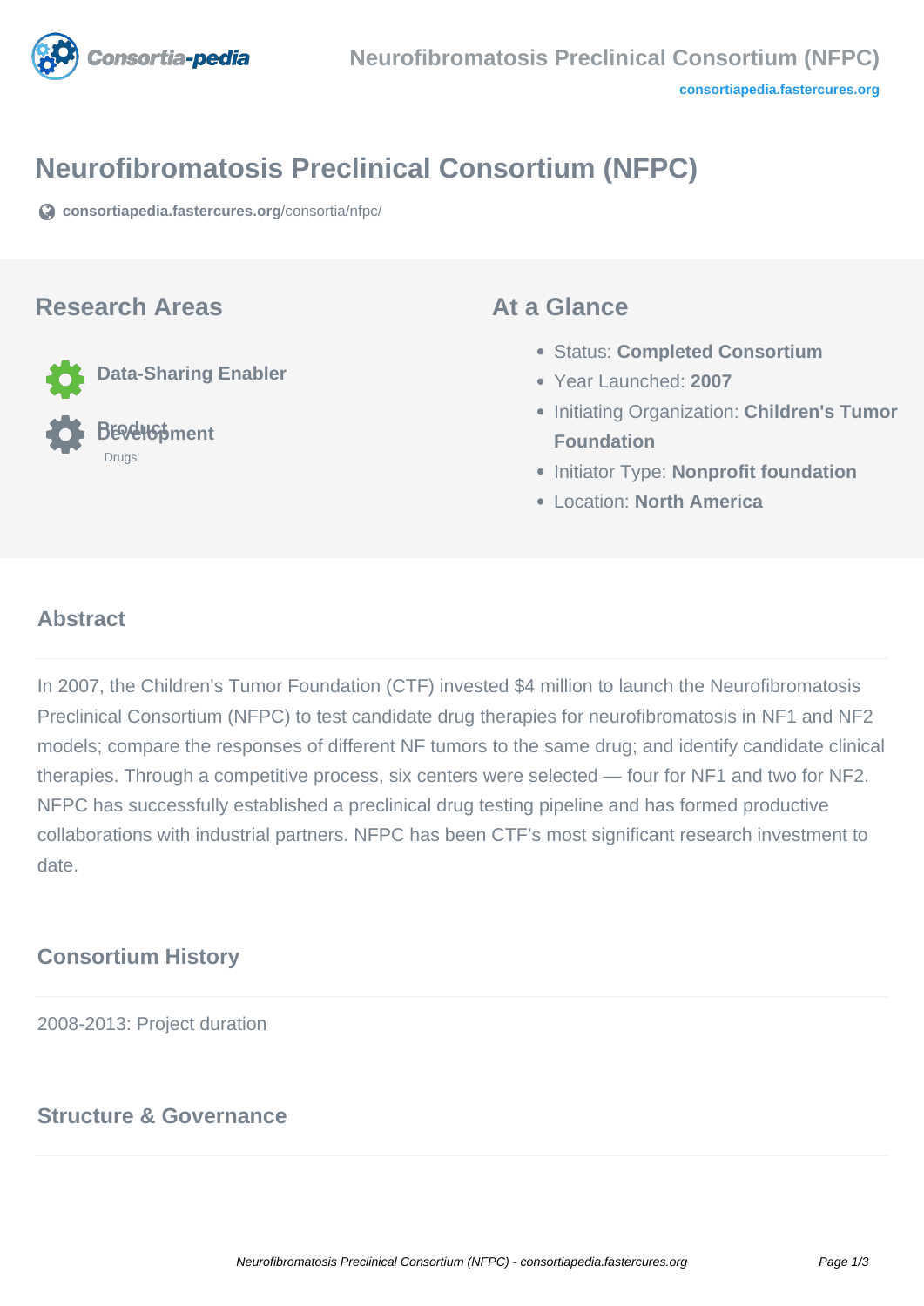# Neurofibromatosis Preclinical Consortium (NFPC)

consortiapedia.fastercures.org/consortia/nfpc/

## Research Areas

- Data-Sharing Enabler
- Product Development
  - Drugs

## At a Glance

- Status: **Completed Consortium**
- Year Launched: **2007**
- Initiating Organization: **Children's Tumor Foundation**
- Initiator Type: **Nonprofit foundation**
- Location: **North America**

## Abstract

In 2007, the Children's Tumor Foundation (CTF) invested $4 million to launch the Neurofibromatosis Preclinical Consortium (NFPC) to test candidate drug therapies for neurofibromatosis in NF1 and NF2 models; compare the responses of different NF tumors to the same drug; and identify candidate clinical therapies. Through a competitive process, six centers were selected — four for NF1 and two for NF2. NFPC has successfully established a preclinical drug testing pipeline and has formed productive collaborations with industrial partners. NFPC has been CTF's most significant research investment to date.

## Consortium History

2008-2013: Project duration

## Structure & Governance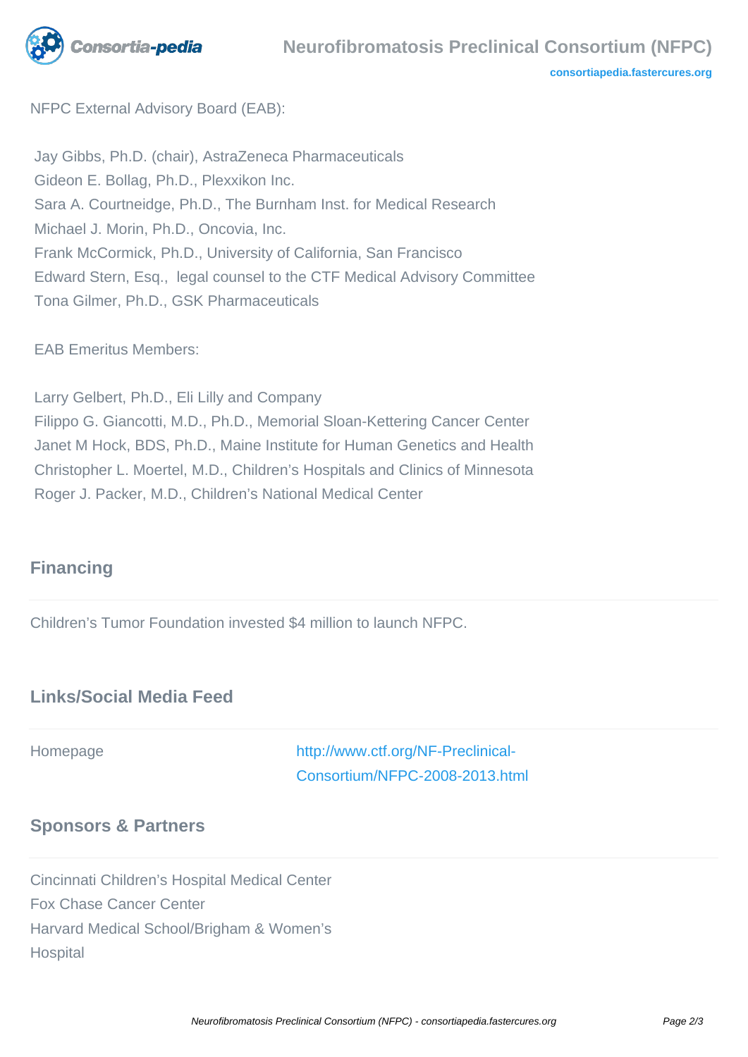NFPC External Advisory Board (EAB):

Jay Gibbs, Ph.D. (chair), AstraZeneca Pharmaceuticals
Gideon E. Bollag, Ph.D., Plexxikon Inc.
Sara A. Courtneidge, Ph.D., The Burnham Inst. for Medical Research
Michael J. Morin, Ph.D., Oncovia, Inc.
Frank McCormick, Ph.D., University of California, San Francisco
Edward Stern, Esq., legal counsel to the CTF Medical Advisory Committee
Tona Gilmer, Ph.D., GSK Pharmaceuticals

EAB Emeritus Members:

Larry Gelbert, Ph.D., Eli Lilly and Company
Filippo G. Giancotti, M.D., Ph.D., Memorial Sloan-Kettering Cancer Center
Janet M Hock, BDS, Ph.D., Maine Institute for Human Genetics and Health
Christopher L. Moertel, M.D., Children's Hospitals and Clinics of Minnesota
Roger J. Packer, M.D., Children's National Medical Center

## Financing

Children's Tumor Foundation invested $4 million to launch NFPC.

## Links/Social Media Feed

| Homepage | http://www.ctf.org/NF-Preclinical-Consortium/NFPC-2008-2013.html |
|---|---|

## Sponsors & Partners

Cincinnati Children's Hospital Medical Center
Fox Chase Cancer Center
Harvard Medical School/Brigham & Women's Hospital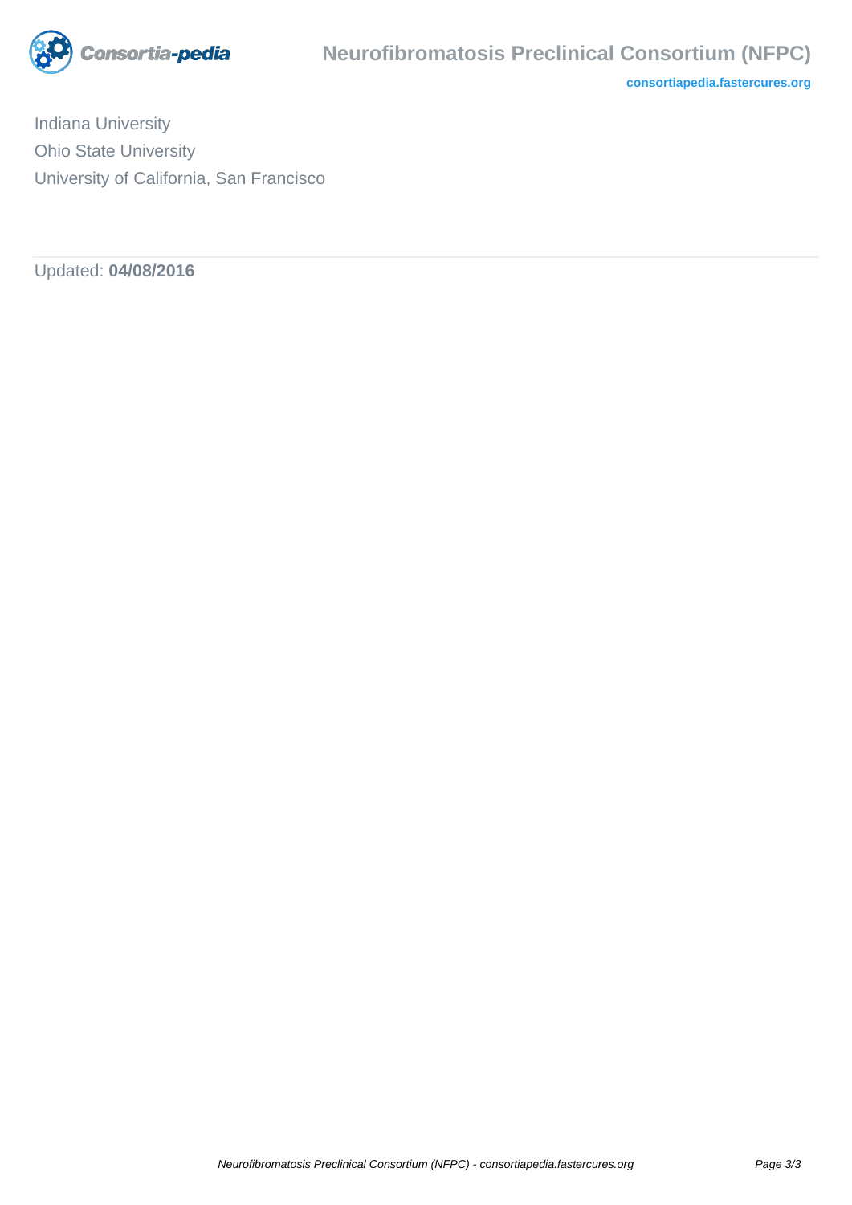Indiana University
Ohio State University
University of California, San Francisco

Updated: **04/08/2016**